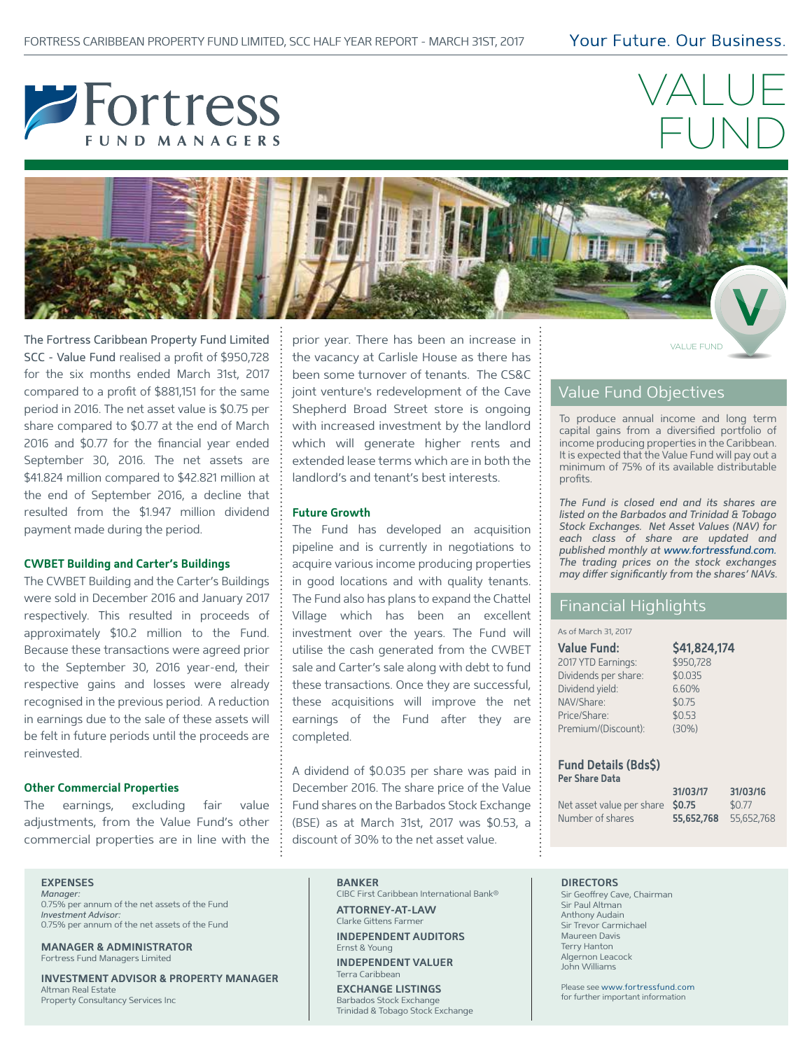# VALUE FUND

Fortress FUND MANAGERS

Your Future. Our Business.

The Fortress Caribbean Property Fund Limited SCC - Value Fund realised a profit of $950,728 for the six months ended March 31st, 2017 compared to a profit of $881,151 for the same period in 2016. The net asset value is $0.75 per share compared to $0.77 at the end of March 2016 and $0.77 for the financial year ended September 30, 2016. The net assets are $41.824 million compared to $42.821 million at the end of September 2016, a decline that resulted from the $1.947 million dividend payment made during the period.

### CWBET Building and Carter's Buildings

The CWBET Building and the Carter's Buildings were sold in December 2016 and January 2017 respectively. This resulted in proceeds of approximately $10.2 million to the Fund. Because these transactions were agreed prior to the September 30, 2016 year-end, their respective gains and losses were already recognised in the previous period. A reduction in earnings due to the sale of these assets will be felt in future periods until the proceeds are reinvested.

### Other Commercial Properties

The earnings, excluding fair value adjustments, from the Value Fund's other commercial properties are in line with the prior year. There has been an increase in the vacancy at Carlisle House as there has been some turnover of tenants. The CS&C joint venture's redevelopment of the Cave Shepherd Broad Street store is ongoing with increased investment by the landlord which will generate higher rents and extended lease terms which are in both the landlord's and tenant's best interests.

### Future Growth

The Fund has developed an acquisition pipeline and is currently in negotiations to acquire various income producing properties in good locations and with quality tenants. The Fund also has plans to expand the Chattel Village which has been an excellent investment over the years. The Fund will utilise the cash generated from the CWBET sale and Carter's sale along with debt to fund these transactions. Once they are successful, these acquisitions will improve the net earnings of the Fund after they are completed.

A dividend of $0.035 per share was paid in December 2016. The share price of the Value Fund shares on the Barbados Stock Exchange (BSE) as at March 31st, 2017 was $0.53, a discount of 30% to the net asset value.

## Value Fund Objectives

To produce annual income and long term capital gains from a diversified portfolio of income producing properties in the Caribbean. It is expected that the Value Fund will pay out a minimum of 75% of its available distributable profits.

*The Fund is closed end and its shares are listed on the Barbados and Trinidad & Tobago Stock Exchanges. Net Asset Values (NAV) for each class of share are updated and published monthly at www.fortressfund.com. The trading prices on the stock exchanges may differ significantly from the shares' NAVs.*

## Financial Highlights

As of March 31, 2017

| **Value Fund:** | **$41,824,174** |
|---|---|
| 2017 YTD Earnings: | $950,728 |
| Dividends per share: | $0.035 |
| Dividend yield: | 6.60% |
| NAV/Share: | $0.75 |
| Price/Share: | $0.53 |
| Premium/(Discount): | (30%) |

### Fund Details (Bds$)

**Per Share Data**

| | **31/03/17** | **31/03/16** |
|---|---|---|
| Net asset value per share | **$0.75** | $0.77 |
| Number of shares | **55,652,768** | 55,652,768 |

**EXPENSES**
*Manager:*
0.75% per annum of the net assets of the Fund
*Investment Advisor:*
0.75% per annum of the net assets of the Fund

**MANAGER & ADMINISTRATOR**
Fortress Fund Managers Limited

**INVESTMENT ADVISOR & PROPERTY MANAGER**
Altman Real Estate
Property Consultancy Services Inc

**BANKER**
CIBC First Caribbean International Bank®

**ATTORNEY-AT-LAW**
Clarke Gittens Farmer

**INDEPENDENT AUDITORS**
Ernst & Young

**INDEPENDENT VALUER**
Terra Caribbean

**EXCHANGE LISTINGS**
Barbados Stock Exchange
Trinidad & Tobago Stock Exchange

**DIRECTORS**
Sir Geoffrey Cave, Chairman
Sir Paul Altman
Anthony Audain
Sir Trevor Carmichael
Maureen Davis
Terry Hanton
Algernon Leacock
John Williams

Please see www.fortressfund.com for further important information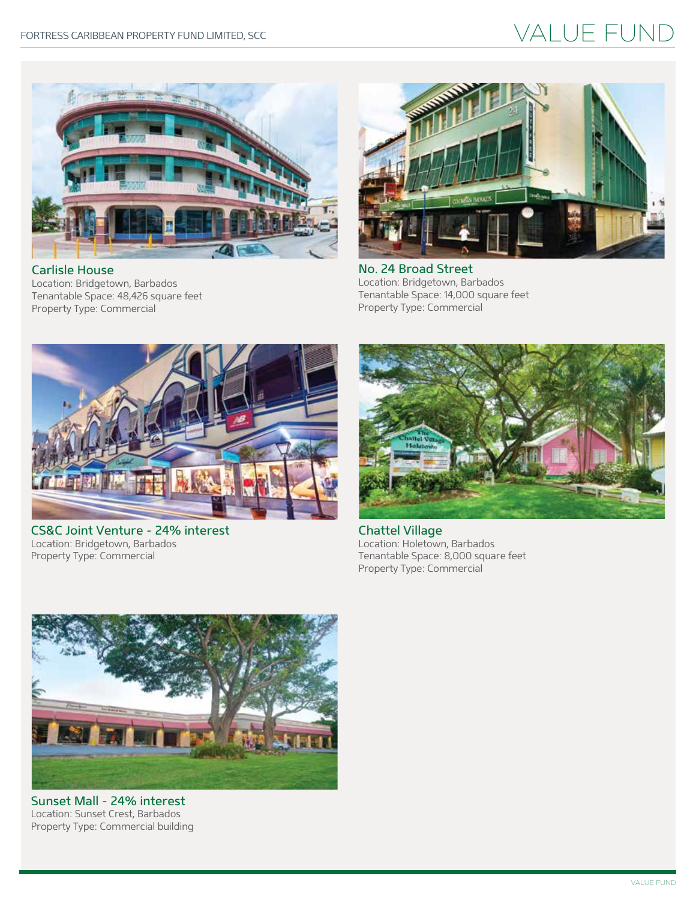# VALUE FUND

### Carlisle House

Location: Bridgetown, Barbados
Tenantable Space: 48,426 square feet
Property Type: Commercial

### No. 24 Broad Street

Location: Bridgetown, Barbados
Tenantable Space: 14,000 square feet
Property Type: Commercial

### CS&C Joint Venture - 24% interest

Location: Bridgetown, Barbados
Property Type: Commercial

### Chattel Village

Location: Holetown, Barbados
Tenantable Space: 8,000 square feet
Property Type: Commercial

### Sunset Mall - 24% interest

Location: Sunset Crest, Barbados
Property Type: Commercial building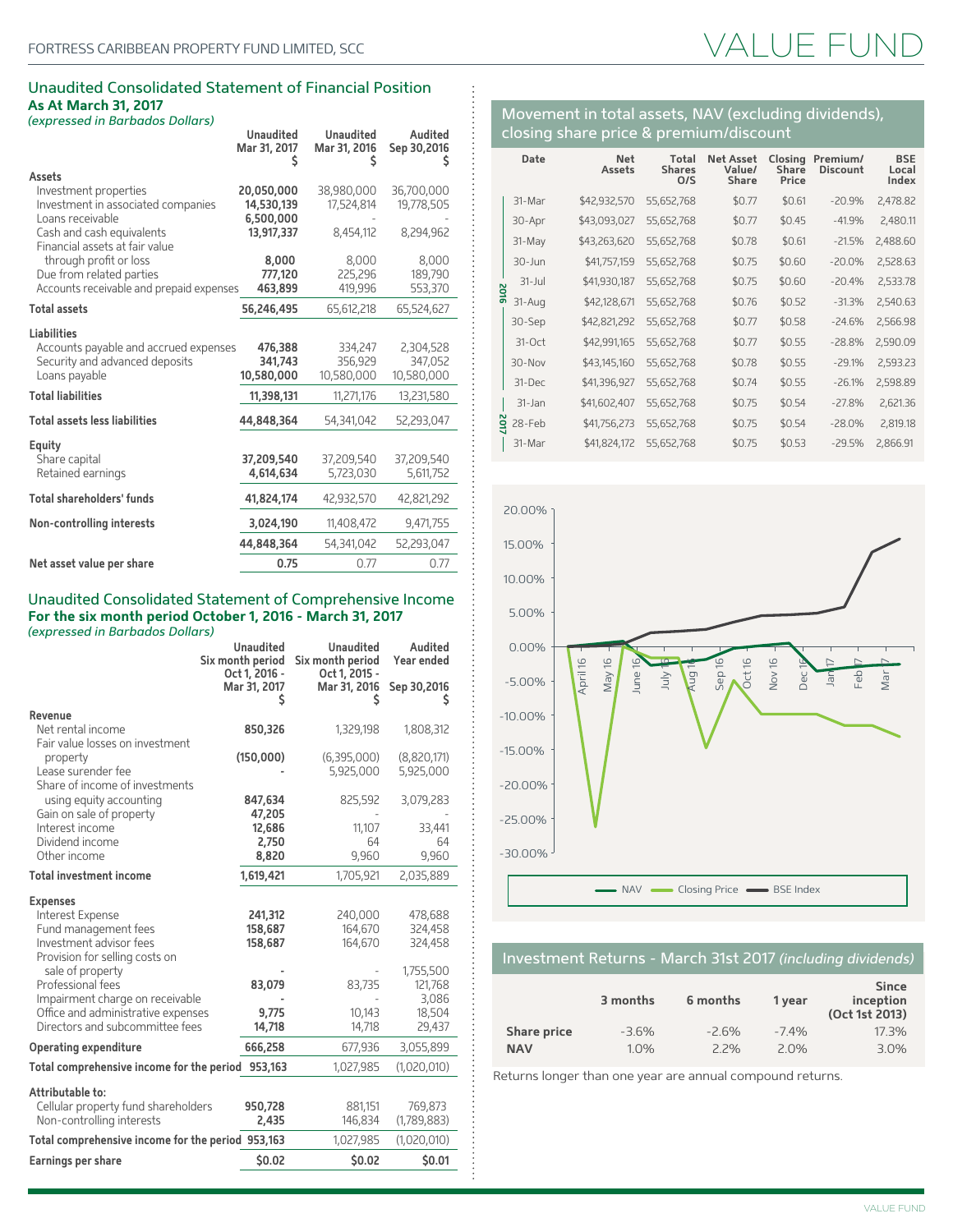FORTRESS CARIBBEAN PROPERTY FUND LIMITED, SCC

# VALUE FUND

## Unaudited Consolidated Statement of Financial Position

**As At March 31, 2017**

*(expressed in Barbados Dollars)*

| | Unaudited Mar 31, 2017 $ | Unaudited Mar 31, 2016 $ | Audited Sep 30,2016 $ |
|---|---|---|---|
| **Assets** | | | |
| Investment properties | **20,050,000** | 38,980,000 | 36,700,000 |
| Investment in associated companies | **14,530,139** | 17,524,814 | 19,778,505 |
| Loans receivable | **6,500,000** | - | - |
| Cash and cash equivalents | **13,917,337** | 8,454,112 | 8,294,962 |
| Financial assets at fair value through profit or loss | **8,000** | 8,000 | 8,000 |
| Due from related parties | **777,120** | 225,296 | 189,790 |
| Accounts receivable and prepaid expenses | **463,899** | 419,996 | 553,370 |
| **Total assets** | **56,246,495** | 65,612,218 | 65,524,627 |
| **Liabilities** | | | |
| Accounts payable and accrued expenses | **476,388** | 334,247 | 2,304,528 |
| Security and advanced deposits | **341,743** | 356,929 | 347,052 |
| Loans payable | **10,580,000** | 10,580,000 | 10,580,000 |
| **Total liabilities** | **11,398,131** | 11,271,176 | 13,231,580 |
| **Total assets less liabilities** | **44,848,364** | 54,341,042 | 52,293,047 |
| **Equity** | | | |
| Share capital | **37,209,540** | 37,209,540 | 37,209,540 |
| Retained earnings | **4,614,634** | 5,723,030 | 5,611,752 |
| **Total shareholders' funds** | **41,824,174** | 42,932,570 | 42,821,292 |
| **Non-controlling interests** | **3,024,190** | 11,408,472 | 9,471,755 |
| | **44,848,364** | 54,341,042 | 52,293,047 |
| **Net asset value per share** | **0.75** | 0.77 | 0.77 |

## Unaudited Consolidated Statement of Comprehensive Income

**For the six month period October 1, 2016 - March 31, 2017**

*(expressed in Barbados Dollars)*

| | Unaudited Six month period Oct 1, 2016 - Mar 31, 2017 $ | Unaudited Six month period Oct 1, 2015 - Mar 31, 2016 $ | Audited Year ended Sep 30,2016 $ |
|---|---|---|---|
| **Revenue** | | | |
| Net rental income | **850,326** | 1,329,198 | 1,808,312 |
| Fair value losses on investment property | **(150,000)** | (6,395,000) | (8,820,171) |
| Lease surender fee | **-** | 5,925,000 | 5,925,000 |
| Share of income of investments using equity accounting | **847,634** | 825,592 | 3,079,283 |
| Gain on sale of property | **47,205** | - | - |
| Interest income | **12,686** | 11,107 | 33,441 |
| Dividend income | **2,750** | 64 | 64 |
| Other income | **8,820** | 9,960 | 9,960 |
| **Total investment income** | **1,619,421** | 1,705,921 | 2,035,889 |
| **Expenses** | | | |
| Interest Expense | **241,312** | 240,000 | 478,688 |
| Fund management fees | **158,687** | 164,670 | 324,458 |
| Investment advisor fees | **158,687** | 164,670 | 324,458 |
| Provision for selling costs on sale of property | **-** | - | 1,755,500 |
| Professional fees | **83,079** | 83,735 | 121,768 |
| Impairment charge on receivable | **-** | - | 3,086 |
| Office and administrative expenses | **9,775** | 10,143 | 18,504 |
| Directors and subcommittee fees | **14,718** | 14,718 | 29,437 |
| **Operating expenditure** | **666,258** | 677,936 | 3,055,899 |
| **Total comprehensive income for the period** | **953,163** | 1,027,985 | (1,020,010) |
| **Attributable to:** | | | |
| Cellular property fund shareholders | **950,728** | 881,151 | 769,873 |
| Non-controlling interests | **2,435** | 146,834 | (1,789,883) |
| **Total comprehensive income for the period** | **953,163** | 1,027,985 | (1,020,010) |
| **Earnings per share** | **$0.02** | **$0.02** | **$0.01** |

## Movement in total assets, NAV (excluding dividends), closing share price & premium/discount

| Year | Date | Net Assets | Total Shares O/S | Net Asset Value/ Share | Closing Share Price | Premium/ Discount | BSE Local Index |
|---|---|---|---|---|---|---|---|
| 2016 | 31-Mar | $42,932,570 | 55,652,768 | $0.77 | $0.61 | -20.9% | 2,478.82 |
| | 30-Apr | $43,093,027 | 55,652,768 | $0.77 | $0.45 | -41.9% | 2,480.11 |
| | 31-May | $43,263,620 | 55,652,768 | $0.78 | $0.61 | -21.5% | 2,488.60 |
| | 30-Jun | $41,757,159 | 55,652,768 | $0.75 | $0.60 | -20.0% | 2,528.63 |
| | 31-Jul | $41,930,187 | 55,652,768 | $0.75 | $0.60 | -20.4% | 2,533.78 |
| | 31-Aug | $42,128,671 | 55,652,768 | $0.76 | $0.52 | -31.3% | 2,540.63 |
| | 30-Sep | $42,821,292 | 55,652,768 | $0.77 | $0.58 | -24.6% | 2,566.98 |
| | 31-Oct | $42,991,165 | 55,652,768 | $0.77 | $0.55 | -28.8% | 2,590.09 |
| | 30-Nov | $43,145,160 | 55,652,768 | $0.78 | $0.55 | -29.1% | 2,593.23 |
| | 31-Dec | $41,396,927 | 55,652,768 | $0.74 | $0.55 | -26.1% | 2,598.89 |
| 2017 | 31-Jan | $41,602,407 | 55,652,768 | $0.75 | $0.54 | -27.8% | 2,621.36 |
| | 28-Feb | $41,756,273 | 55,652,768 | $0.75 | $0.54 | -28.0% | 2,819.18 |
| | 31-Mar | $41,824,172 | 55,652,768 | $0.75 | $0.53 | -29.5% | 2,866.91 |

## Investment Returns - March 31st 2017 *(including dividends)*

| | 3 months | 6 months | 1 year | Since inception (Oct 1st 2013) |
|---|---|---|---|---|
| **Share price** | -3.6% | -2.6% | -7.4% | 17.3% |
| **NAV** | 1.0% | 2.2% | 2.0% | 3.0% |

Returns longer than one year are annual compound returns.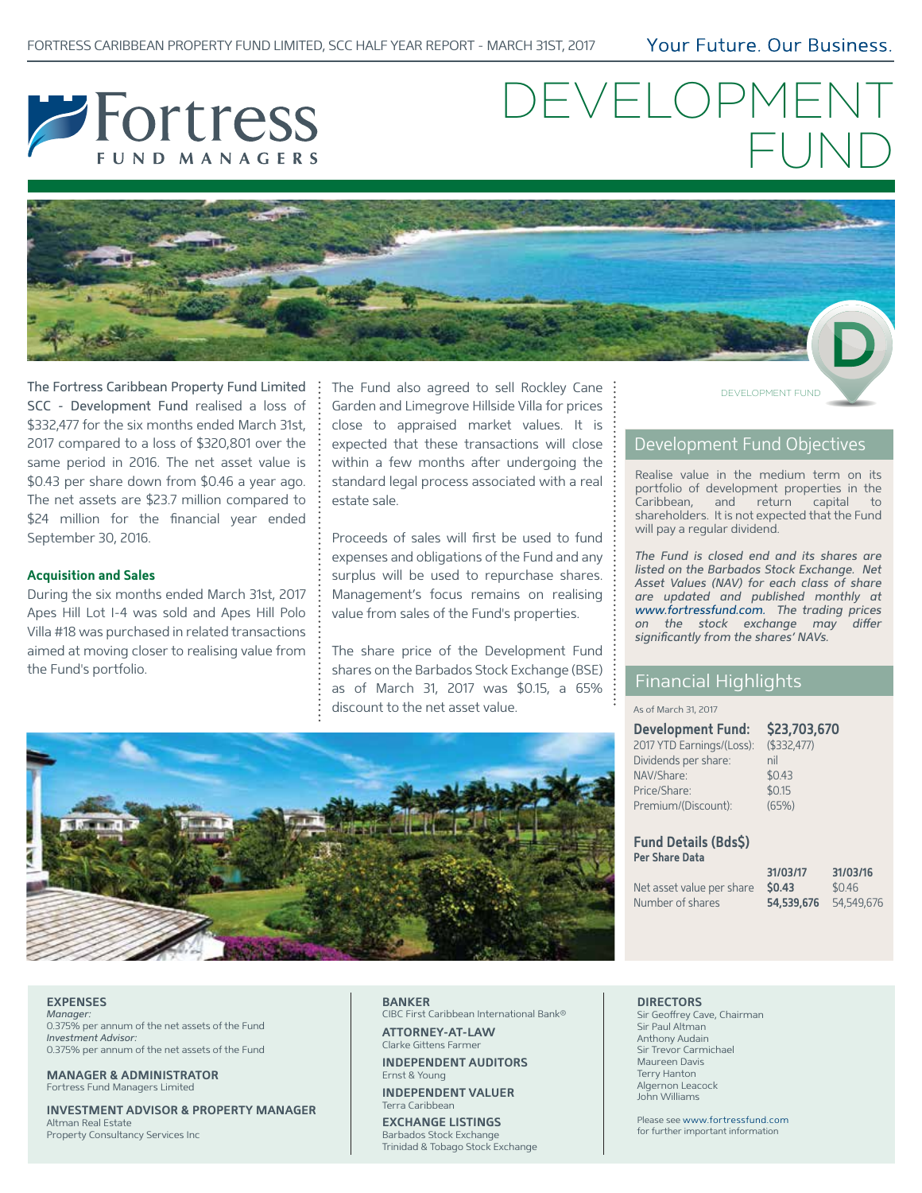# DEVELOPMENT FUND

Fortress FUND MANAGERS

The Fortress Caribbean Property Fund Limited SCC - Development Fund realised a loss of $332,477 for the six months ended March 31st, 2017 compared to a loss of $320,801 over the same period in 2016. The net asset value is $0.43 per share down from $0.46 a year ago. The net assets are $23.7 million compared to $24 million for the financial year ended September 30, 2016.

### Acquisition and Sales

During the six months ended March 31st, 2017 Apes Hill Lot I-4 was sold and Apes Hill Polo Villa #18 was purchased in related transactions aimed at moving closer to realising value from the Fund's portfolio.

The Fund also agreed to sell Rockley Cane Garden and Limegrove Hillside Villa for prices close to appraised market values. It is expected that these transactions will close within a few months after undergoing the standard legal process associated with a real estate sale.

Proceeds of sales will first be used to fund expenses and obligations of the Fund and any surplus will be used to repurchase shares. Management's focus remains on realising value from sales of the Fund's properties.

The share price of the Development Fund shares on the Barbados Stock Exchange (BSE) as of March 31, 2017 was $0.15, a 65% discount to the net asset value.

DEVELOPMENT FUND

## Development Fund Objectives

Realise value in the medium term on its portfolio of development properties in the Caribbean, and return capital to shareholders. It is not expected that the Fund will pay a regular dividend.

*The Fund is closed end and its shares are listed on the Barbados Stock Exchange. Net Asset Values (NAV) for each class of share are updated and published monthly at www.fortressfund.com. The trading prices on the stock exchange may differ significantly from the shares' NAVs.*

## Financial Highlights

As of March 31, 2017

| **Development Fund:** | **$23,703,670** |
|---|---|
| 2017 YTD Earnings/(Loss): | ($332,477) |
| Dividends per share: | nil |
| NAV/Share: | $0.43 |
| Price/Share: | $0.15 |
| Premium/(Discount): | (65%) |

### Fund Details (Bds$)

**Per Share Data**

| | **31/03/17** | **31/03/16** |
|---|---|---|
| Net asset value per share | **$0.43** | $0.46 |
| Number of shares | **54,539,676** | 54,549,676 |

**EXPENSES**
*Manager:*
0.375% per annum of the net assets of the Fund
*Investment Advisor:*
0.375% per annum of the net assets of the Fund

**MANAGER & ADMINISTRATOR**
Fortress Fund Managers Limited

**INVESTMENT ADVISOR & PROPERTY MANAGER**
Altman Real Estate
Property Consultancy Services Inc

**BANKER**
CIBC First Caribbean International Bank®

**ATTORNEY-AT-LAW**
Clarke Gittens Farmer

**INDEPENDENT AUDITORS**
Ernst & Young

**INDEPENDENT VALUER**
Terra Caribbean

**EXCHANGE LISTINGS**
Barbados Stock Exchange
Trinidad & Tobago Stock Exchange

**DIRECTORS**
Sir Geoffrey Cave, Chairman
Sir Paul Altman
Anthony Audain
Sir Trevor Carmichael
Maureen Davis
Terry Hanton
Algernon Leacock
John Williams

Please see www.fortressfund.com for further important information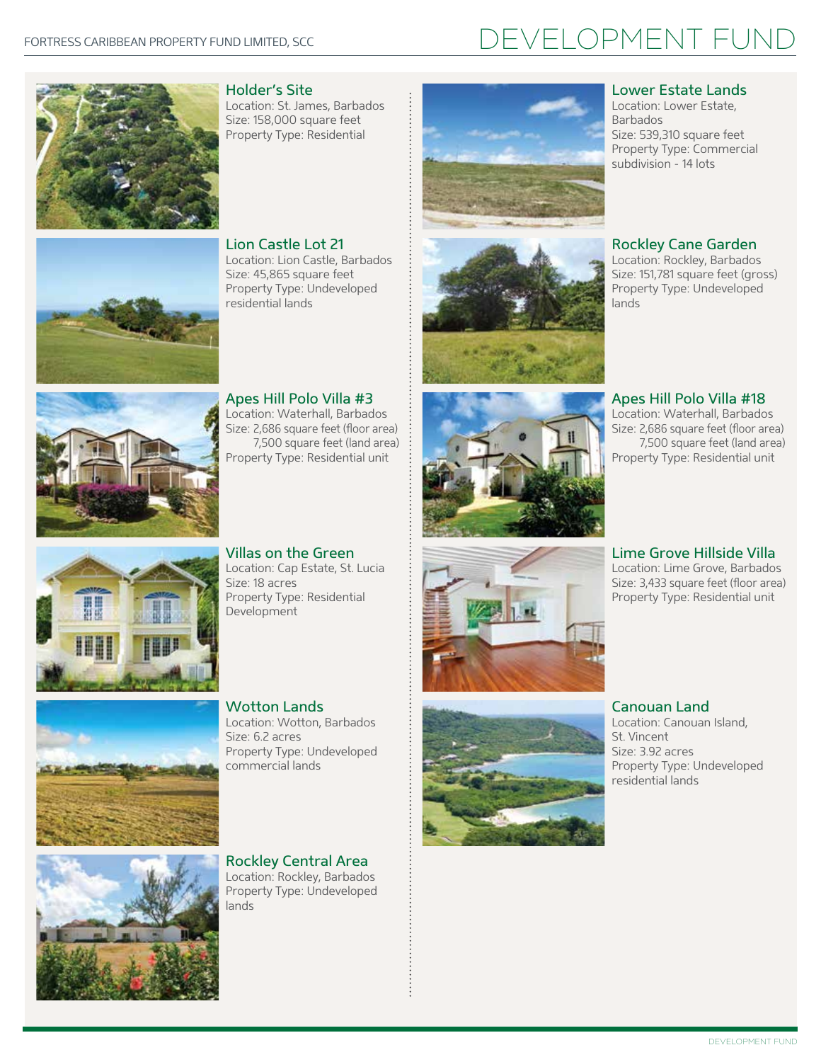# DEVELOPMENT FUND

## Holder's Site
Location: St. James, Barbados
Size: 158,000 square feet
Property Type: Residential

## Lion Castle Lot 21
Location: Lion Castle, Barbados
Size: 45,865 square feet
Property Type: Undeveloped residential lands

## Apes Hill Polo Villa #3
Location: Waterhall, Barbados
Size: 2,686 square feet (floor area)
7,500 square feet (land area)
Property Type: Residential unit

## Villas on the Green
Location: Cap Estate, St. Lucia
Size: 18 acres
Property Type: Residential Development

## Wotton Lands
Location: Wotton, Barbados
Size: 6.2 acres
Property Type: Undeveloped commercial lands

## Rockley Central Area
Location: Rockley, Barbados
Property Type: Undeveloped lands

## Lower Estate Lands
Location: Lower Estate, Barbados
Size: 539,310 square feet
Property Type: Commercial subdivision - 14 lots

## Rockley Cane Garden
Location: Rockley, Barbados
Size: 151,781 square feet (gross)
Property Type: Undeveloped lands

## Apes Hill Polo Villa #18
Location: Waterhall, Barbados
Size: 2,686 square feet (floor area)
7,500 square feet (land area)
Property Type: Residential unit

## Lime Grove Hillside Villa
Location: Lime Grove, Barbados
Size: 3,433 square feet (floor area)
Property Type: Residential unit

## Canouan Land
Location: Canouan Island, St. Vincent
Size: 3.92 acres
Property Type: Undeveloped residential lands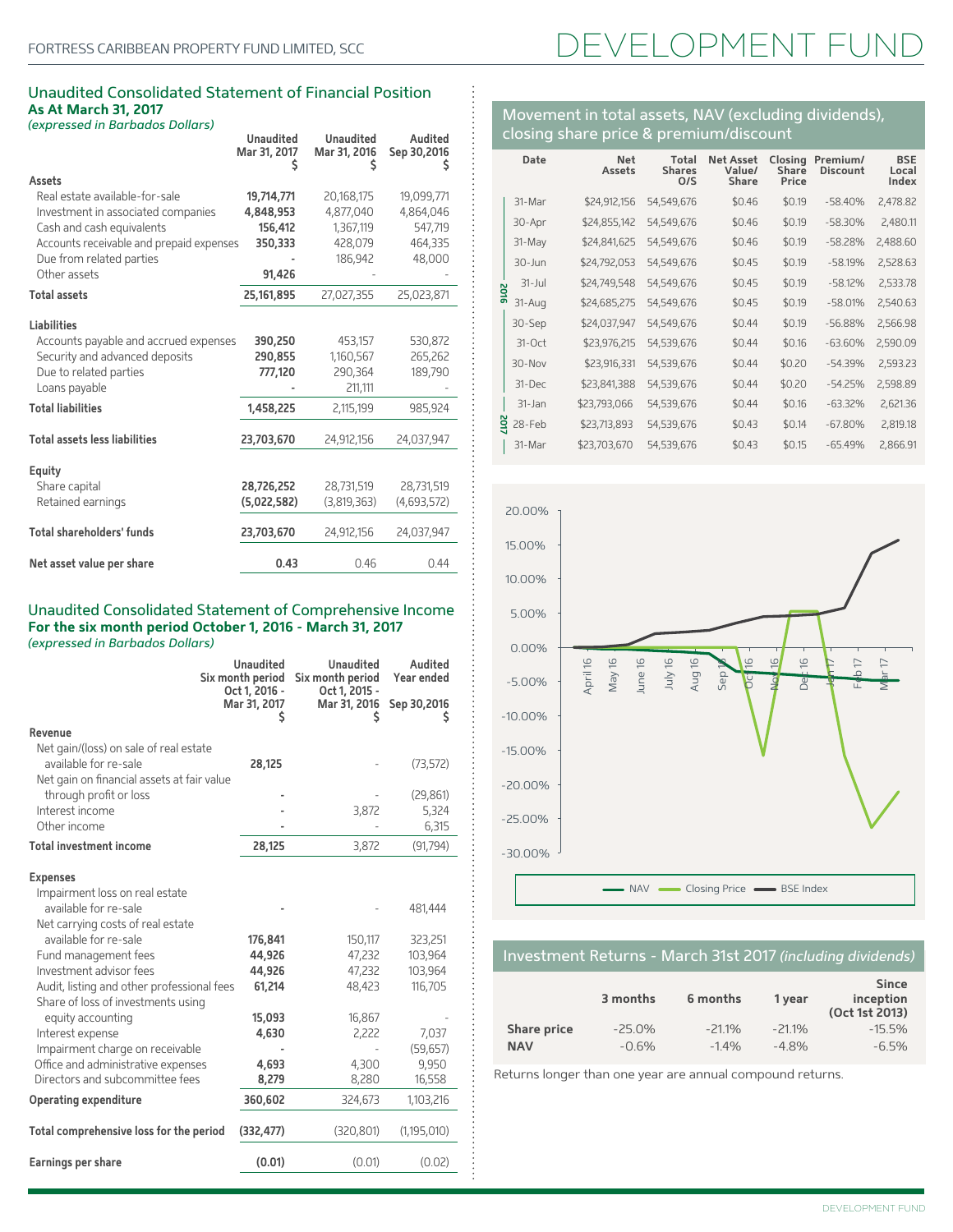FORTRESS CARIBBEAN PROPERTY FUND LIMITED, SCC

# DEVELOPMENT FUND

## Unaudited Consolidated Statement of Financial Position

**As At March 31, 2017**

*(expressed in Barbados Dollars)*

| | Unaudited Mar 31, 2017 $ | Unaudited Mar 31, 2016 $ | Audited Sep 30,2016 $ |
|---|---|---|---|
| **Assets** | | | |
| Real estate available-for-sale | **19,714,771** | 20,168,175 | 19,099,771 |
| Investment in associated companies | **4,848,953** | 4,877,040 | 4,864,046 |
| Cash and cash equivalents | **156,412** | 1,367,119 | 547,719 |
| Accounts receivable and prepaid expenses | **350,333** | 428,079 | 464,335 |
| Due from related parties | **-** | 186,942 | 48,000 |
| Other assets | **91,426** | - | - |
| **Total assets** | **25,161,895** | 27,027,355 | 25,023,871 |
| **Liabilities** | | | |
| Accounts payable and accrued expenses | **390,250** | 453,157 | 530,872 |
| Security and advanced deposits | **290,855** | 1,160,567 | 265,262 |
| Due to related parties | **777,120** | 290,364 | 189,790 |
| Loans payable | **-** | 211,111 | - |
| **Total liabilities** | **1,458,225** | 2,115,199 | 985,924 |
| **Total assets less liabilities** | **23,703,670** | 24,912,156 | 24,037,947 |
| **Equity** | | | |
| Share capital | **28,726,252** | 28,731,519 | 28,731,519 |
| Retained earnings | **(5,022,582)** | (3,819,363) | (4,693,572) |
| **Total shareholders' funds** | **23,703,670** | 24,912,156 | 24,037,947 |
| **Net asset value per share** | **0.43** | 0.46 | 0.44 |

## Unaudited Consolidated Statement of Comprehensive Income

**For the six month period October 1, 2016 - March 31, 2017**

*(expressed in Barbados Dollars)*

| | Unaudited Six month period Oct 1, 2016 - Mar 31, 2017 $ | Unaudited Six month period Oct 1, 2015 - Mar 31, 2016 $ | Audited Year ended Sep 30,2016 $ |
|---|---|---|---|
| **Revenue** | | | |
| Net gain/(loss) on sale of real estate available for re-sale | **28,125** | - | (73,572) |
| Net gain on financial assets at fair value through profit or loss | **-** | - | (29,861) |
| Interest income | **-** | 3,872 | 5,324 |
| Other income | **-** | - | 6,315 |
| **Total investment income** | **28,125** | 3,872 | (91,794) |
| **Expenses** | | | |
| Impairment loss on real estate available for re-sale | **-** | - | 481,444 |
| Net carrying costs of real estate available for re-sale | **176,841** | 150,117 | 323,251 |
| Fund management fees | **44,926** | 47,232 | 103,964 |
| Investment advisor fees | **44,926** | 47,232 | 103,964 |
| Audit, listing and other professional fees | **61,214** | 48,423 | 116,705 |
| Share of loss of investments using equity accounting | **15,093** | 16,867 | - |
| Interest expense | **4,630** | 2,222 | 7,037 |
| Impairment charge on receivable | **-** | - | (59,657) |
| Office and administrative expenses | **4,693** | 4,300 | 9,950 |
| Directors and subcommittee fees | **8,279** | 8,280 | 16,558 |
| **Operating expenditure** | **360,602** | 324,673 | 1,103,216 |
| **Total comprehensive loss for the period** | **(332,477)** | (320,801) | (1,195,010) |
| **Earnings per share** | **(0.01)** | (0.01) | (0.02) |

## Movement in total assets, NAV (excluding dividends), closing share price & premium/discount

| | Date | Net Assets | Total Shares O/S | Net Asset Value/ Share | Closing Share Price | Premium/ Discount | BSE Local Index |
|---|---|---|---|---|---|---|---|
| 2016 | 31-Mar | $24,912,156 | 54,549,676 | $0.46 | $0.19 | -58.40% | 2,478.82 |
| | 30-Apr | $24,855,142 | 54,549,676 | $0.46 | $0.19 | -58.30% | 2,480.11 |
| | 31-May | $24,841,625 | 54,549,676 | $0.46 | $0.19 | -58.28% | 2,488.60 |
| | 30-Jun | $24,792,053 | 54,549,676 | $0.45 | $0.19 | -58.19% | 2,528.63 |
| | 31-Jul | $24,749,548 | 54,549,676 | $0.45 | $0.19 | -58.12% | 2,533.78 |
| | 31-Aug | $24,685,275 | 54,549,676 | $0.45 | $0.19 | -58.01% | 2,540.63 |
| | 30-Sep | $24,037,947 | 54,549,676 | $0.44 | $0.19 | -56.88% | 2,566.98 |
| | 31-Oct | $23,976,215 | 54,539,676 | $0.44 | $0.16 | -63.60% | 2,590.09 |
| | 30-Nov | $23,916,331 | 54,539,676 | $0.44 | $0.20 | -54.39% | 2,593.23 |
| | 31-Dec | $23,841,388 | 54,539,676 | $0.44 | $0.20 | -54.25% | 2,598.89 |
| 2017 | 31-Jan | $23,793,066 | 54,539,676 | $0.44 | $0.16 | -63.32% | 2,621.36 |
| | 28-Feb | $23,713,893 | 54,539,676 | $0.43 | $0.14 | -67.80% | 2,819.18 |
| | 31-Mar | $23,703,670 | 54,539,676 | $0.43 | $0.15 | -65.49% | 2,866.91 |

20.00%
15.00%
10.00%
5.00%
0.00%
-5.00%
-10.00%
-15.00%
-20.00%
-25.00%
-30.00%

April 16, May 16, June 16, July 16, Aug 16, Sep 16, Oct 16, Nov 16, Dec 16, Jan 17, Feb 17, Mar 17

NAV, Closing Price, BSE Index

## Investment Returns - March 31st 2017 *(including dividends)*

| | 3 months | 6 months | 1 year | Since inception (Oct 1st 2013) |
|---|---|---|---|---|
| **Share price** | -25.0% | -21.1% | -21.1% | -15.5% |
| **NAV** | -0.6% | -1.4% | -4.8% | -6.5% |

Returns longer than one year are annual compound returns.